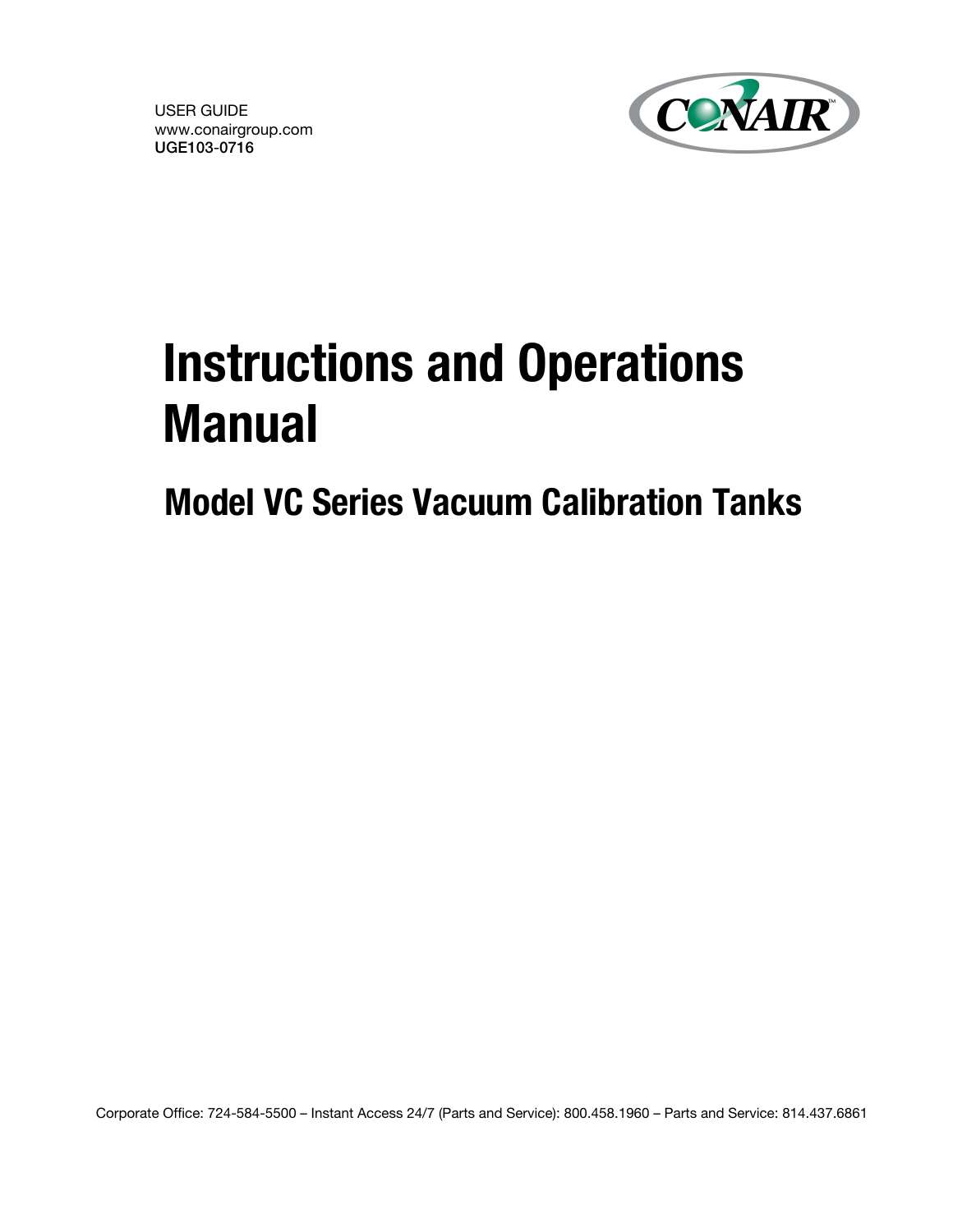USER GUIDE
www.conairgroup.com
**UGE103-0716**

# Instructions and Operations Manual

## Model VC Series Vacuum Calibration Tanks

Corporate Office: 724-584-5500 – Instant Access 24/7 (Parts and Service): 800.458.1960 – Parts and Service: 814.437.6861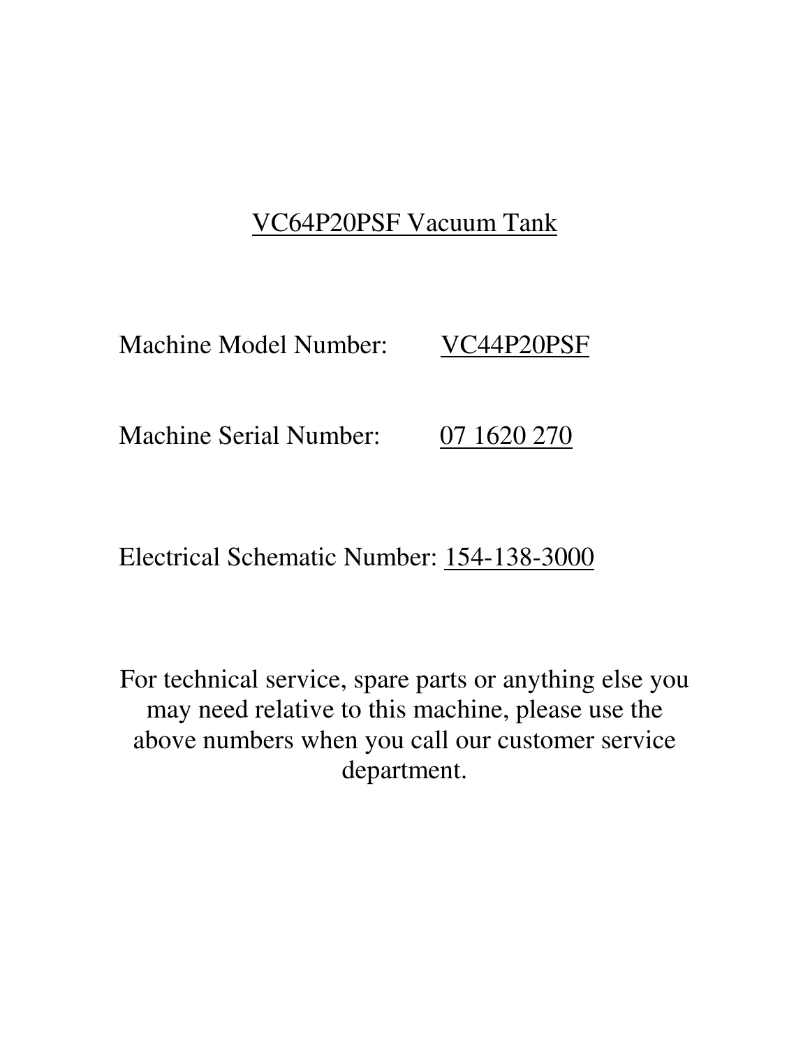<u>VC64P20PSF Vacuum Tank</u>

Machine Model Number: <u>VC44P20PSF</u>

Machine Serial Number: <u>07 1620 270</u>

Electrical Schematic Number: <u>154-138-3000</u>

For technical service, spare parts or anything else you may need relative to this machine, please use the above numbers when you call our customer service department.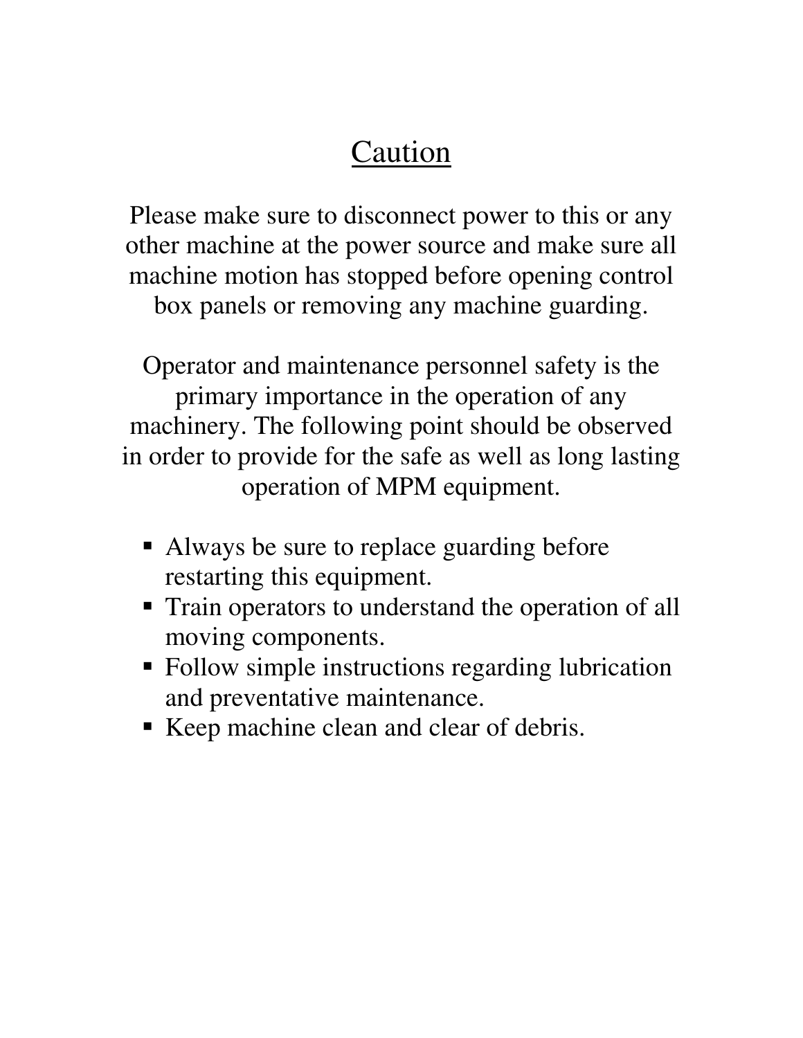# Caution

Please make sure to disconnect power to this or any other machine at the power source and make sure all machine motion has stopped before opening control box panels or removing any machine guarding.

Operator and maintenance personnel safety is the primary importance in the operation of any machinery. The following point should be observed in order to provide for the safe as well as long lasting operation of MPM equipment.

- Always be sure to replace guarding before restarting this equipment.
- Train operators to understand the operation of all moving components.
- Follow simple instructions regarding lubrication and preventative maintenance.
- Keep machine clean and clear of debris.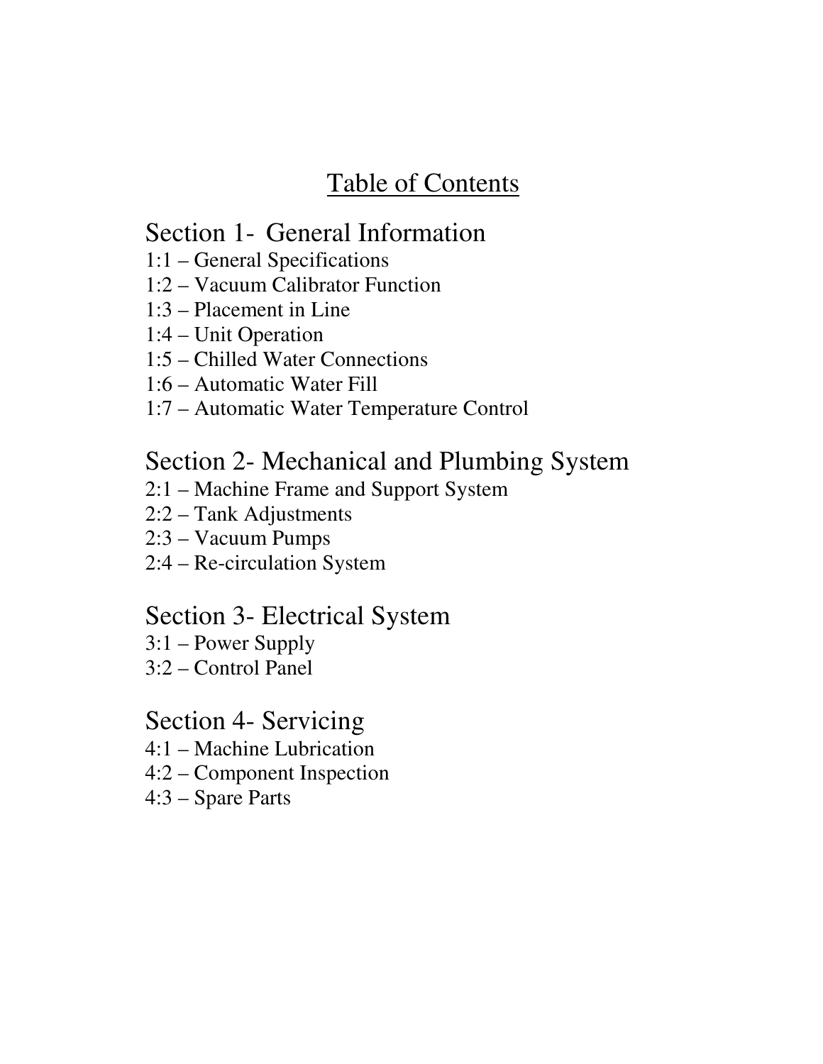# Table of Contents

## Section 1- General Information

1:1 – General Specifications
1:2 – Vacuum Calibrator Function
1:3 – Placement in Line
1:4 – Unit Operation
1:5 – Chilled Water Connections
1:6 – Automatic Water Fill
1:7 – Automatic Water Temperature Control

## Section 2- Mechanical and Plumbing System

2:1 – Machine Frame and Support System
2:2 – Tank Adjustments
2:3 – Vacuum Pumps
2:4 – Re-circulation System

## Section 3- Electrical System

3:1 – Power Supply
3:2 – Control Panel

## Section 4- Servicing

4:1 – Machine Lubrication
4:2 – Component Inspection
4:3 – Spare Parts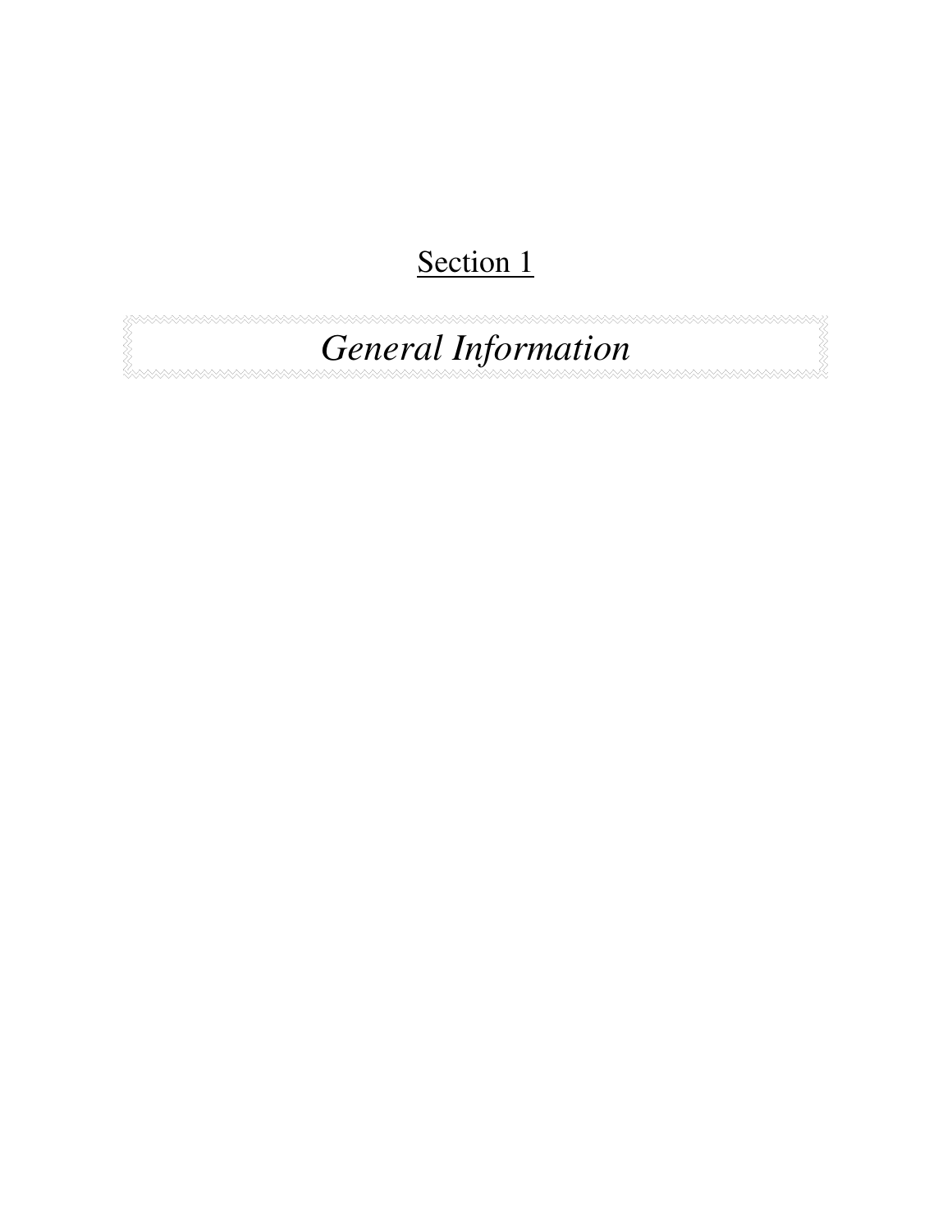# Section 1

## *General Information*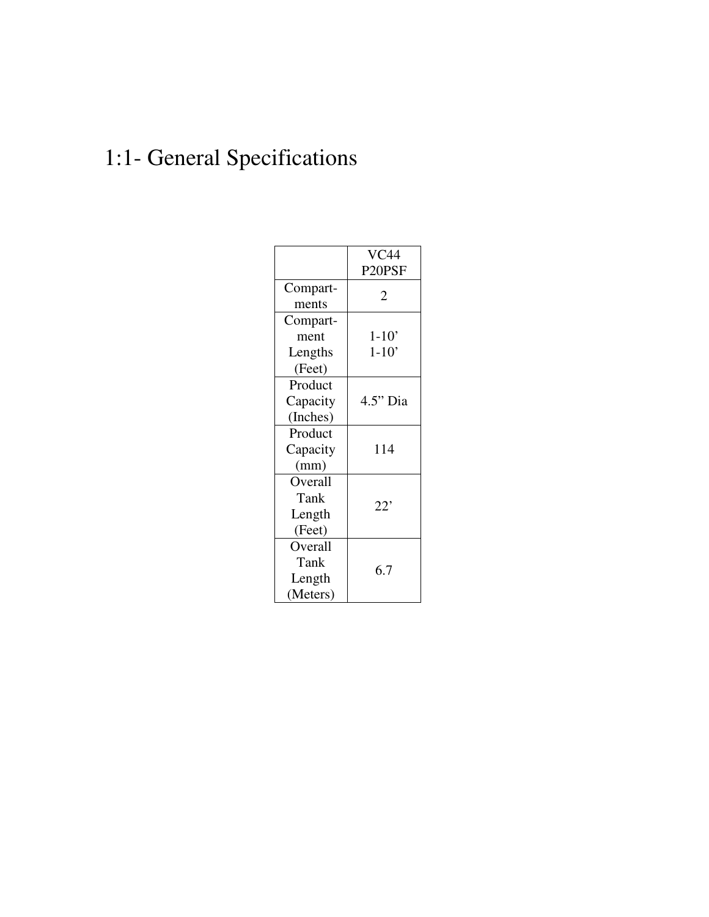# 1:1- General Specifications

| | VC44 P20PSF |
|---|---|
| Compart-ments | 2 |
| Compart-ment Lengths (Feet) | 1-10’ 1-10’ |
| Product Capacity (Inches) | 4.5” Dia |
| Product Capacity (mm) | 114 |
| Overall Tank Length (Feet) | 22’ |
| Overall Tank Length (Meters) | 6.7 |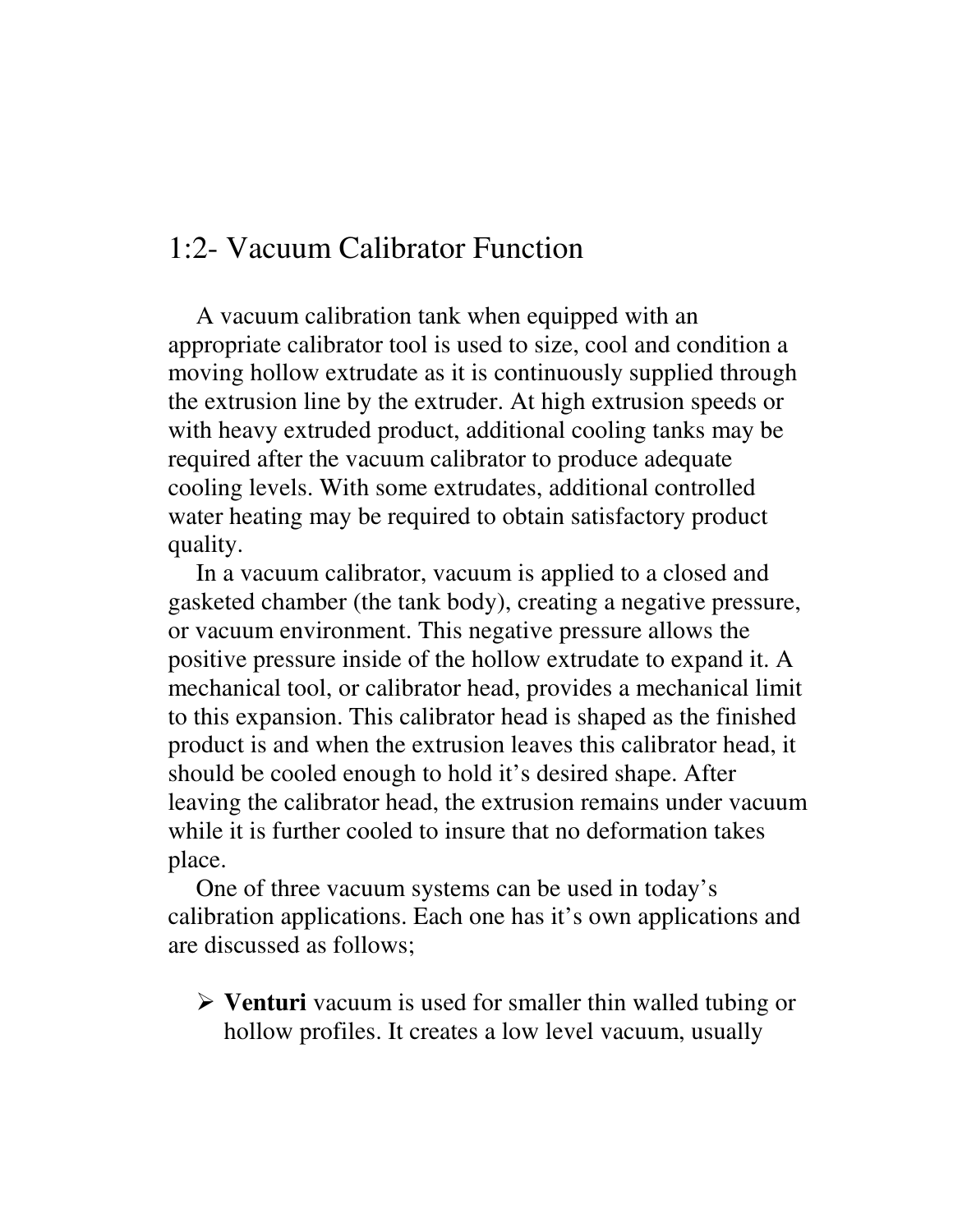## 1:2- Vacuum Calibrator Function

A vacuum calibration tank when equipped with an appropriate calibrator tool is used to size, cool and condition a moving hollow extrudate as it is continuously supplied through the extrusion line by the extruder. At high extrusion speeds or with heavy extruded product, additional cooling tanks may be required after the vacuum calibrator to produce adequate cooling levels. With some extrudates, additional controlled water heating may be required to obtain satisfactory product quality.

In a vacuum calibrator, vacuum is applied to a closed and gasketed chamber (the tank body), creating a negative pressure, or vacuum environment. This negative pressure allows the positive pressure inside of the hollow extrudate to expand it. A mechanical tool, or calibrator head, provides a mechanical limit to this expansion. This calibrator head is shaped as the finished product is and when the extrusion leaves this calibrator head, it should be cooled enough to hold it's desired shape. After leaving the calibrator head, the extrusion remains under vacuum while it is further cooled to insure that no deformation takes place.

One of three vacuum systems can be used in today's calibration applications. Each one has it's own applications and are discussed as follows;

- **Venturi** vacuum is used for smaller thin walled tubing or hollow profiles. It creates a low level vacuum, usually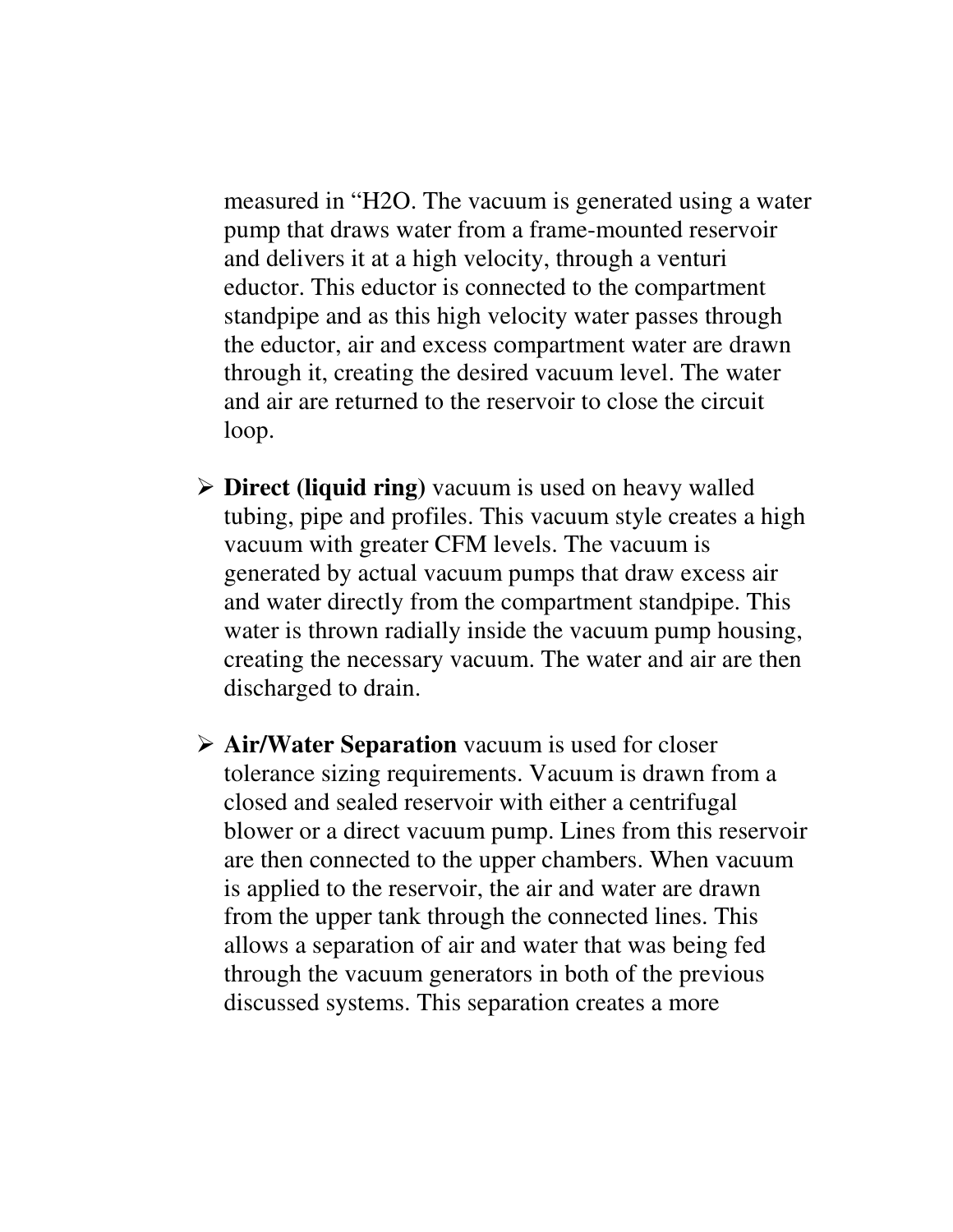measured in “H2O. The vacuum is generated using a water pump that draws water from a frame-mounted reservoir and delivers it at a high velocity, through a venturi eductor. This eductor is connected to the compartment standpipe and as this high velocity water passes through the eductor, air and excess compartment water are drawn through it, creating the desired vacuum level. The water and air are returned to the reservoir to close the circuit loop.

- **Direct (liquid ring)** vacuum is used on heavy walled tubing, pipe and profiles. This vacuum style creates a high vacuum with greater CFM levels. The vacuum is generated by actual vacuum pumps that draw excess air and water directly from the compartment standpipe. This water is thrown radially inside the vacuum pump housing, creating the necessary vacuum. The water and air are then discharged to drain.

- **Air/Water Separation** vacuum is used for closer tolerance sizing requirements. Vacuum is drawn from a closed and sealed reservoir with either a centrifugal blower or a direct vacuum pump. Lines from this reservoir are then connected to the upper chambers. When vacuum is applied to the reservoir, the air and water are drawn from the upper tank through the connected lines. This allows a separation of air and water that was being fed through the vacuum generators in both of the previous discussed systems. This separation creates a more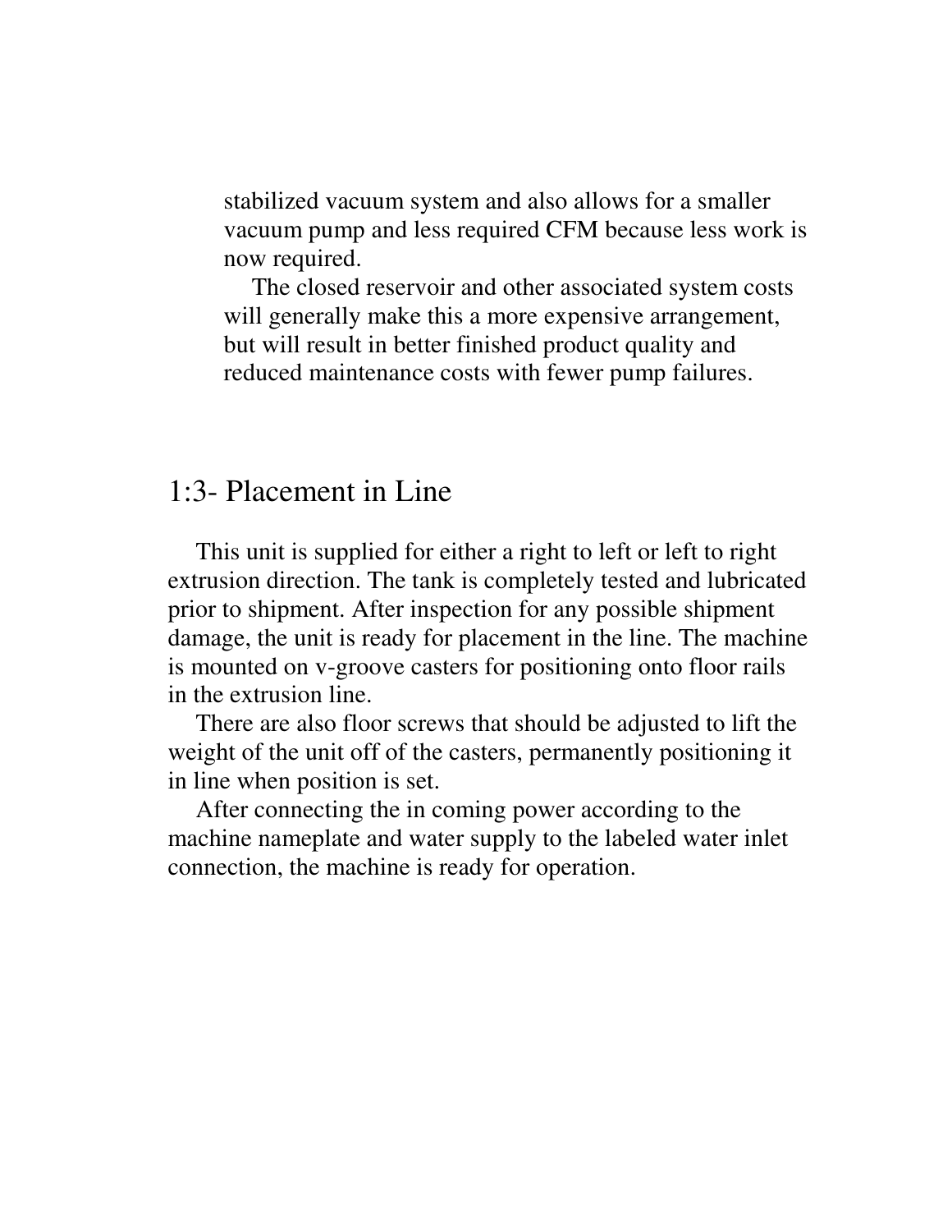stabilized vacuum system and also allows for a smaller vacuum pump and less required CFM because less work is now required.

The closed reservoir and other associated system costs will generally make this a more expensive arrangement, but will result in better finished product quality and reduced maintenance costs with fewer pump failures.

## 1:3- Placement in Line

This unit is supplied for either a right to left or left to right extrusion direction. The tank is completely tested and lubricated prior to shipment. After inspection for any possible shipment damage, the unit is ready for placement in the line. The machine is mounted on v-groove casters for positioning onto floor rails in the extrusion line.

There are also floor screws that should be adjusted to lift the weight of the unit off of the casters, permanently positioning it in line when position is set.

After connecting the in coming power according to the machine nameplate and water supply to the labeled water inlet connection, the machine is ready for operation.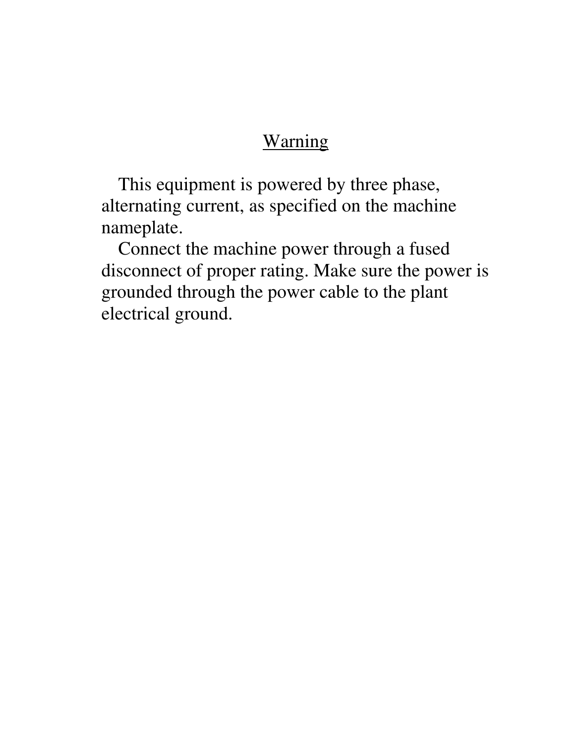## Warning

This equipment is powered by three phase, alternating current, as specified on the machine nameplate.

Connect the machine power through a fused disconnect of proper rating. Make sure the power is grounded through the power cable to the plant electrical ground.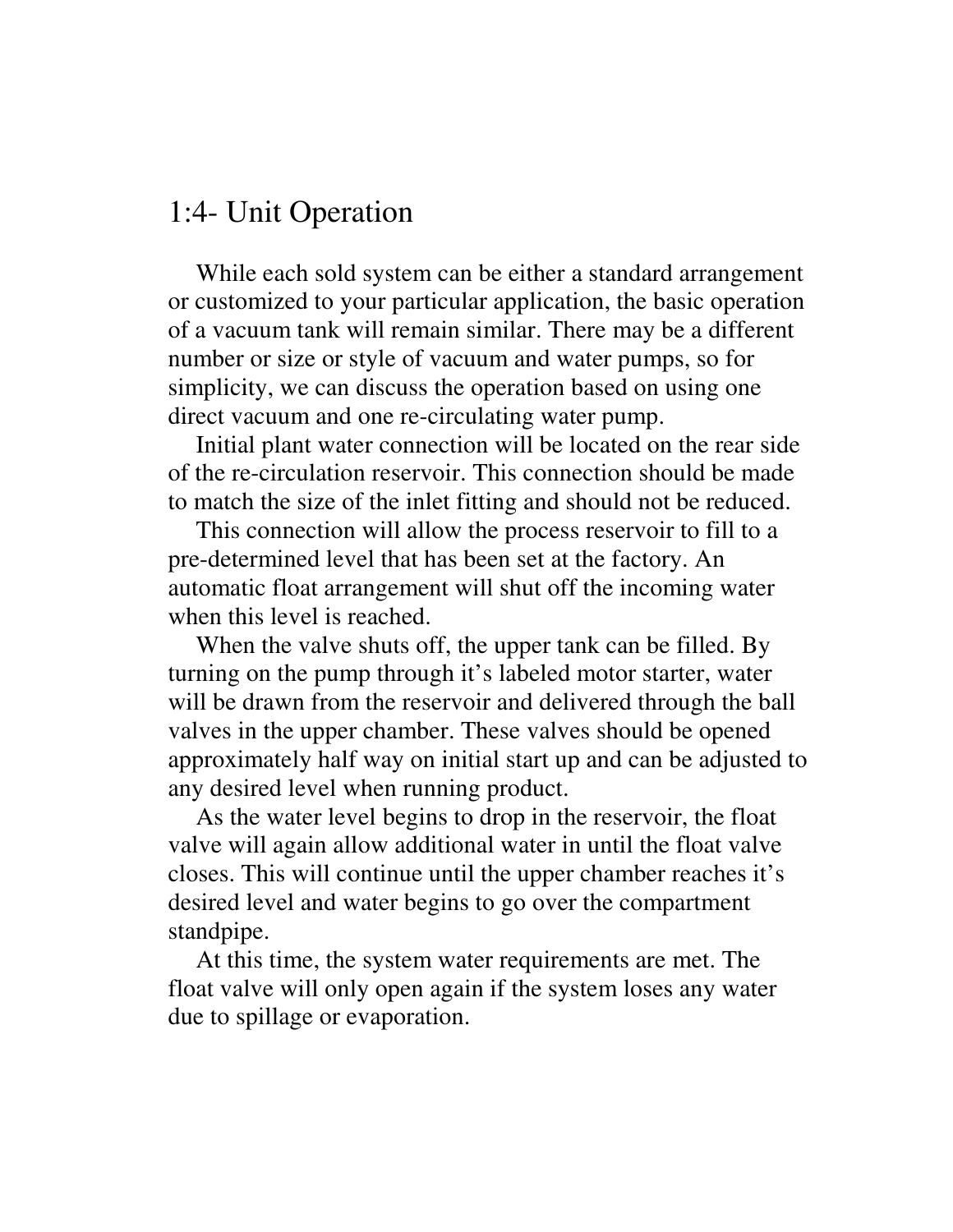## 1:4- Unit Operation

While each sold system can be either a standard arrangement or customized to your particular application, the basic operation of a vacuum tank will remain similar. There may be a different number or size or style of vacuum and water pumps, so for simplicity, we can discuss the operation based on using one direct vacuum and one re-circulating water pump.

Initial plant water connection will be located on the rear side of the re-circulation reservoir. This connection should be made to match the size of the inlet fitting and should not be reduced.

This connection will allow the process reservoir to fill to a pre-determined level that has been set at the factory. An automatic float arrangement will shut off the incoming water when this level is reached.

When the valve shuts off, the upper tank can be filled. By turning on the pump through it's labeled motor starter, water will be drawn from the reservoir and delivered through the ball valves in the upper chamber. These valves should be opened approximately half way on initial start up and can be adjusted to any desired level when running product.

As the water level begins to drop in the reservoir, the float valve will again allow additional water in until the float valve closes. This will continue until the upper chamber reaches it's desired level and water begins to go over the compartment standpipe.

At this time, the system water requirements are met. The float valve will only open again if the system loses any water due to spillage or evaporation.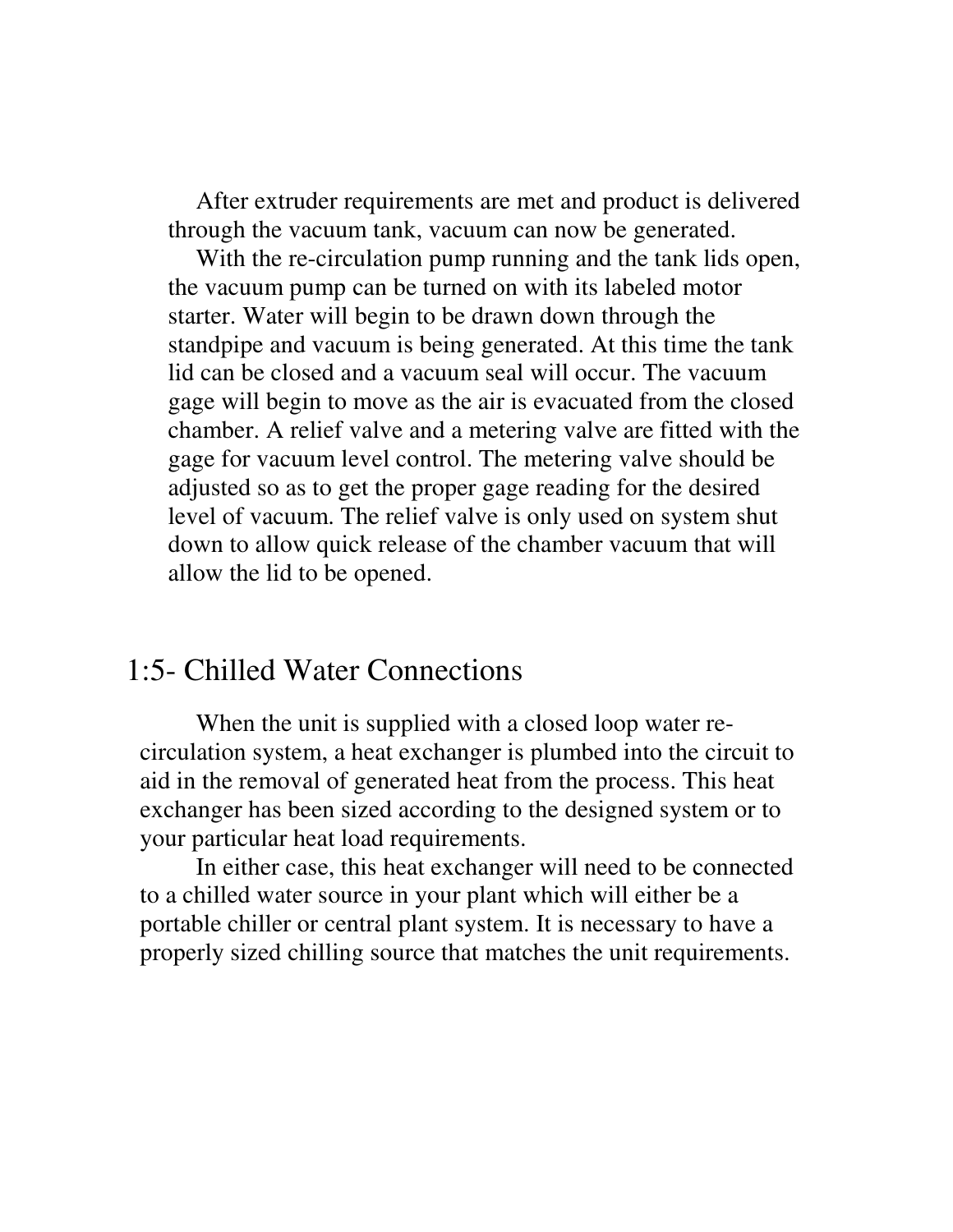After extruder requirements are met and product is delivered through the vacuum tank, vacuum can now be generated.

With the re-circulation pump running and the tank lids open, the vacuum pump can be turned on with its labeled motor starter. Water will begin to be drawn down through the standpipe and vacuum is being generated. At this time the tank lid can be closed and a vacuum seal will occur. The vacuum gage will begin to move as the air is evacuated from the closed chamber. A relief valve and a metering valve are fitted with the gage for vacuum level control. The metering valve should be adjusted so as to get the proper gage reading for the desired level of vacuum. The relief valve is only used on system shut down to allow quick release of the chamber vacuum that will allow the lid to be opened.

## 1:5- Chilled Water Connections

When the unit is supplied with a closed loop water re-circulation system, a heat exchanger is plumbed into the circuit to aid in the removal of generated heat from the process. This heat exchanger has been sized according to the designed system or to your particular heat load requirements.

In either case, this heat exchanger will need to be connected to a chilled water source in your plant which will either be a portable chiller or central plant system. It is necessary to have a properly sized chilling source that matches the unit requirements.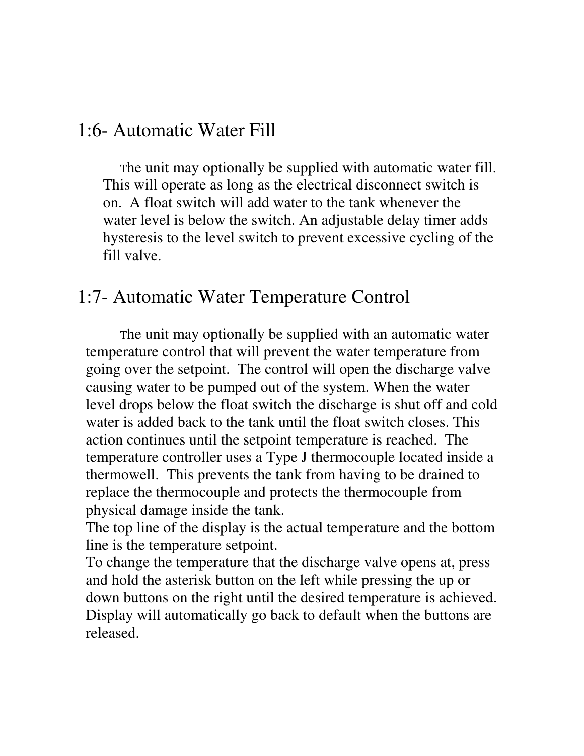## 1:6- Automatic Water Fill

The unit may optionally be supplied with automatic water fill. This will operate as long as the electrical disconnect switch is on. A float switch will add water to the tank whenever the water level is below the switch. An adjustable delay timer adds hysteresis to the level switch to prevent excessive cycling of the fill valve.

## 1:7- Automatic Water Temperature Control

The unit may optionally be supplied with an automatic water temperature control that will prevent the water temperature from going over the setpoint. The control will open the discharge valve causing water to be pumped out of the system. When the water level drops below the float switch the discharge is shut off and cold water is added back to the tank until the float switch closes. This action continues until the setpoint temperature is reached. The temperature controller uses a Type J thermocouple located inside a thermowell. This prevents the tank from having to be drained to replace the thermocouple and protects the thermocouple from physical damage inside the tank.

The top line of the display is the actual temperature and the bottom line is the temperature setpoint.

To change the temperature that the discharge valve opens at, press and hold the asterisk button on the left while pressing the up or down buttons on the right until the desired temperature is achieved. Display will automatically go back to default when the buttons are released.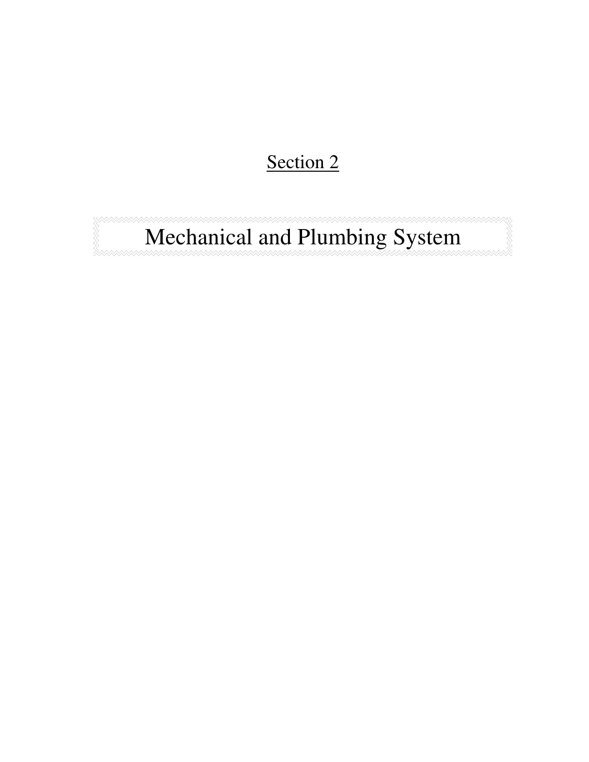Section 2

# Mechanical and Plumbing System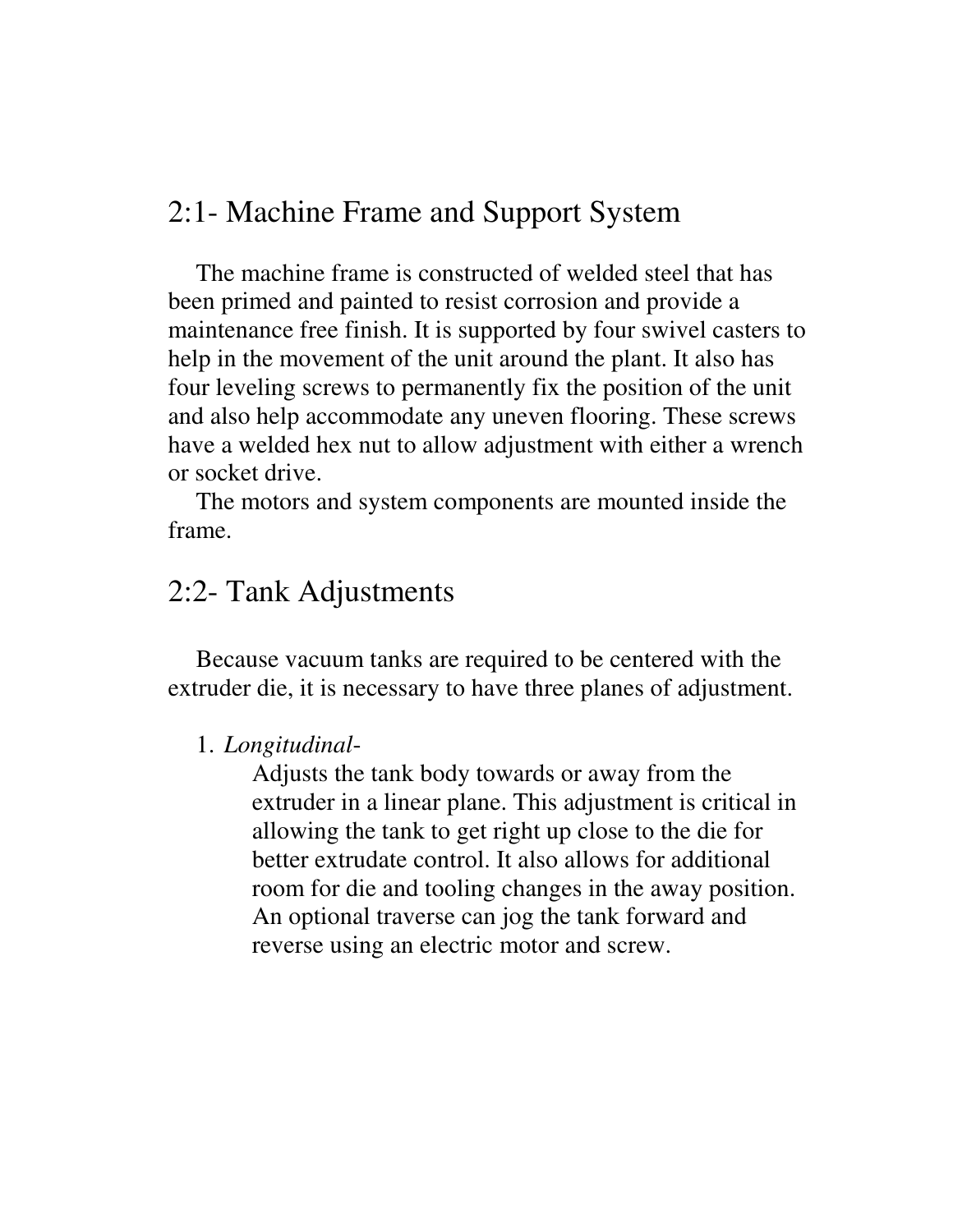## 2:1- Machine Frame and Support System

The machine frame is constructed of welded steel that has been primed and painted to resist corrosion and provide a maintenance free finish. It is supported by four swivel casters to help in the movement of the unit around the plant. It also has four leveling screws to permanently fix the position of the unit and also help accommodate any uneven flooring. These screws have a welded hex nut to allow adjustment with either a wrench or socket drive.

The motors and system components are mounted inside the frame.

## 2:2- Tank Adjustments

Because vacuum tanks are required to be centered with the extruder die, it is necessary to have three planes of adjustment.

1. *Longitudinal-*
   Adjusts the tank body towards or away from the extruder in a linear plane. This adjustment is critical in allowing the tank to get right up close to the die for better extrudate control. It also allows for additional room for die and tooling changes in the away position. An optional traverse can jog the tank forward and reverse using an electric motor and screw.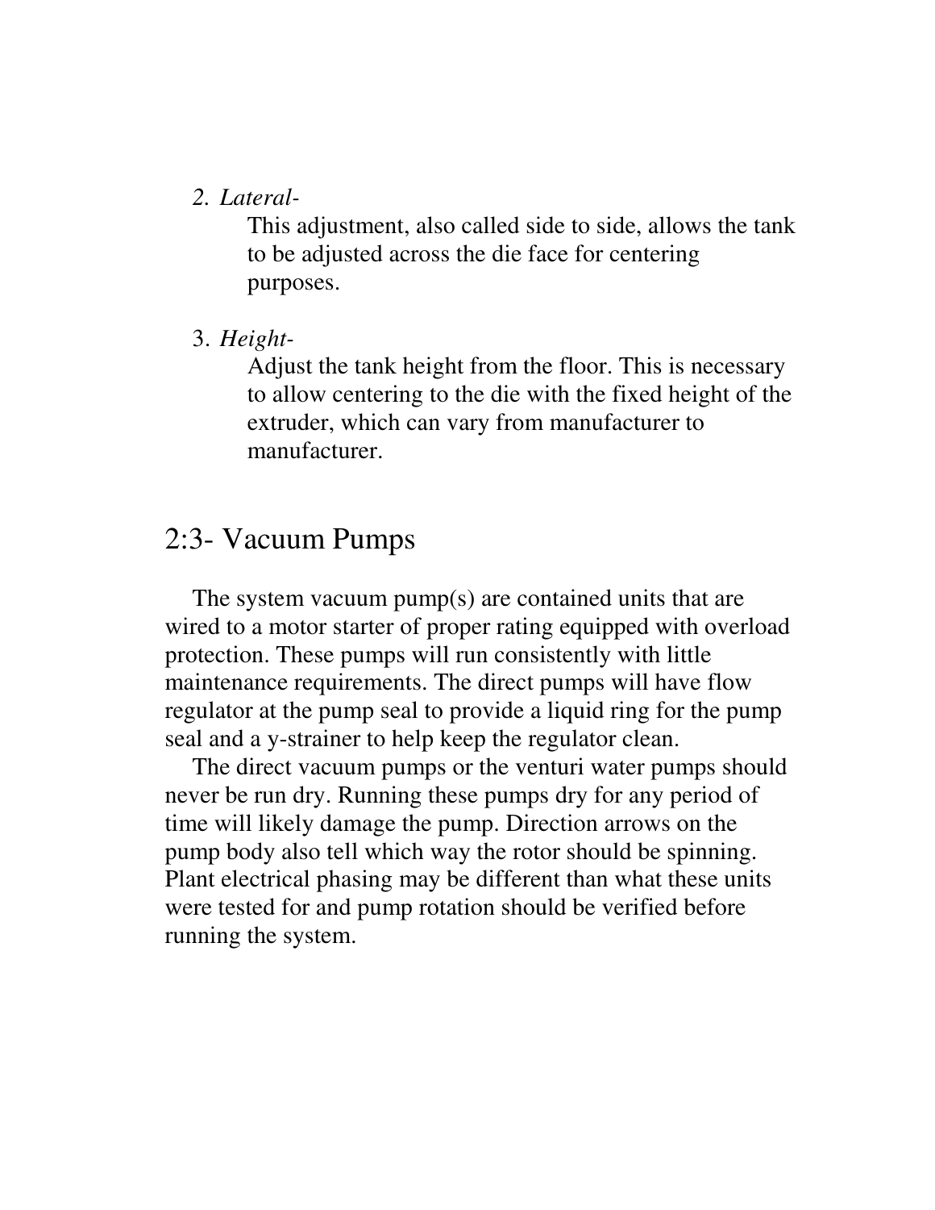2. *Lateral-*

    This adjustment, also called side to side, allows the tank to be adjusted across the die face for centering purposes.

3. *Height-*

    Adjust the tank height from the floor. This is necessary to allow centering to the die with the fixed height of the extruder, which can vary from manufacturer to manufacturer.

## 2:3- Vacuum Pumps

The system vacuum pump(s) are contained units that are wired to a motor starter of proper rating equipped with overload protection. These pumps will run consistently with little maintenance requirements. The direct pumps will have flow regulator at the pump seal to provide a liquid ring for the pump seal and a y-strainer to help keep the regulator clean.

The direct vacuum pumps or the venturi water pumps should never be run dry. Running these pumps dry for any period of time will likely damage the pump. Direction arrows on the pump body also tell which way the rotor should be spinning. Plant electrical phasing may be different than what these units were tested for and pump rotation should be verified before running the system.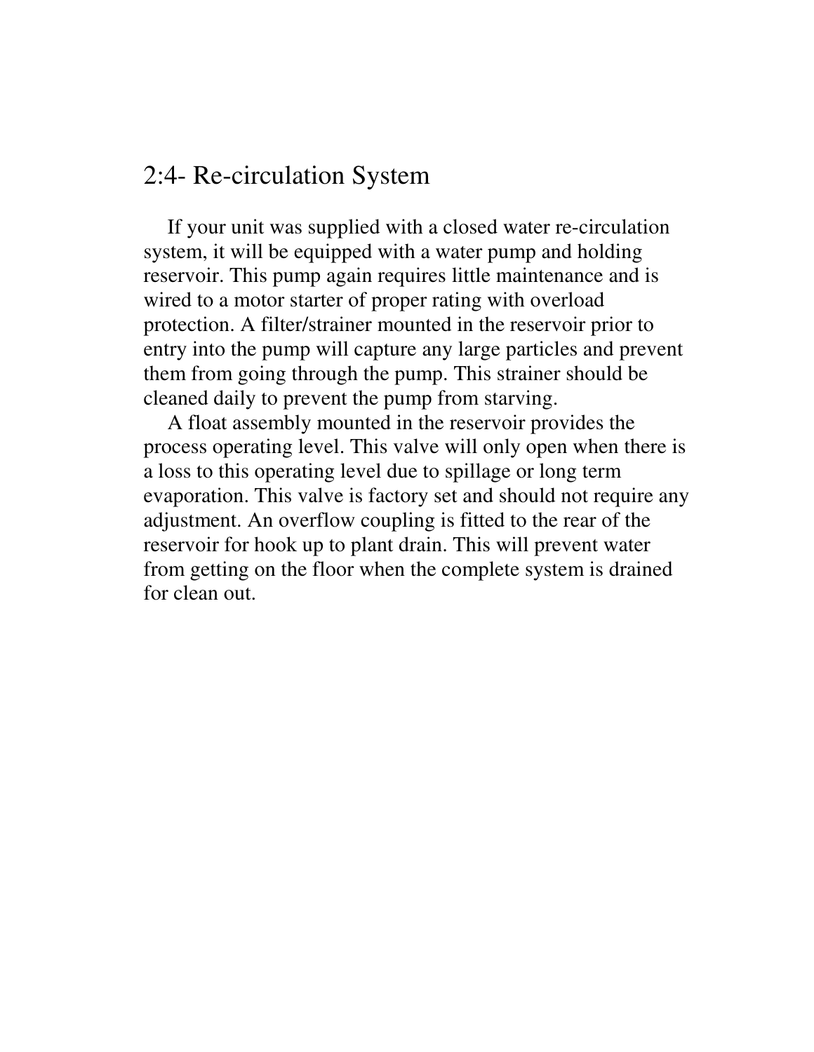## 2:4- Re-circulation System

If your unit was supplied with a closed water re-circulation system, it will be equipped with a water pump and holding reservoir. This pump again requires little maintenance and is wired to a motor starter of proper rating with overload protection. A filter/strainer mounted in the reservoir prior to entry into the pump will capture any large particles and prevent them from going through the pump. This strainer should be cleaned daily to prevent the pump from starving.

A float assembly mounted in the reservoir provides the process operating level. This valve will only open when there is a loss to this operating level due to spillage or long term evaporation. This valve is factory set and should not require any adjustment. An overflow coupling is fitted to the rear of the reservoir for hook up to plant drain. This will prevent water from getting on the floor when the complete system is drained for clean out.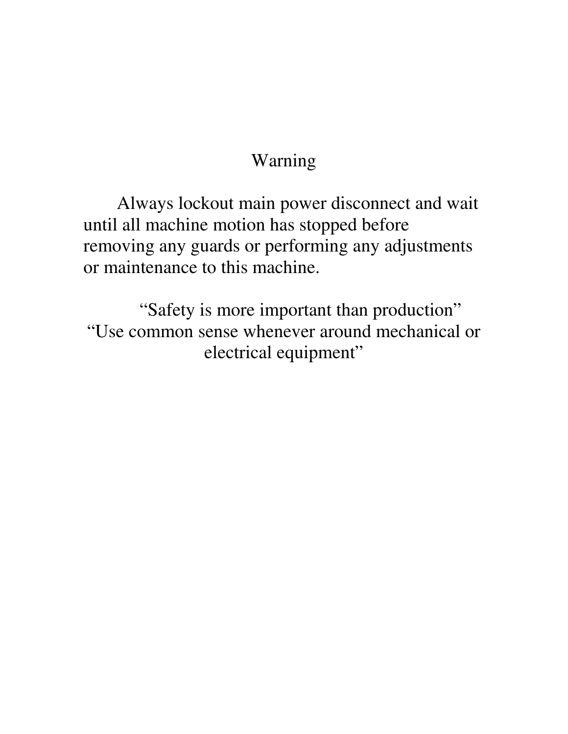# Warning

Always lockout main power disconnect and wait until all machine motion has stopped before removing any guards or performing any adjustments or maintenance to this machine.

"Safety is more important than production"
"Use common sense whenever around mechanical or electrical equipment"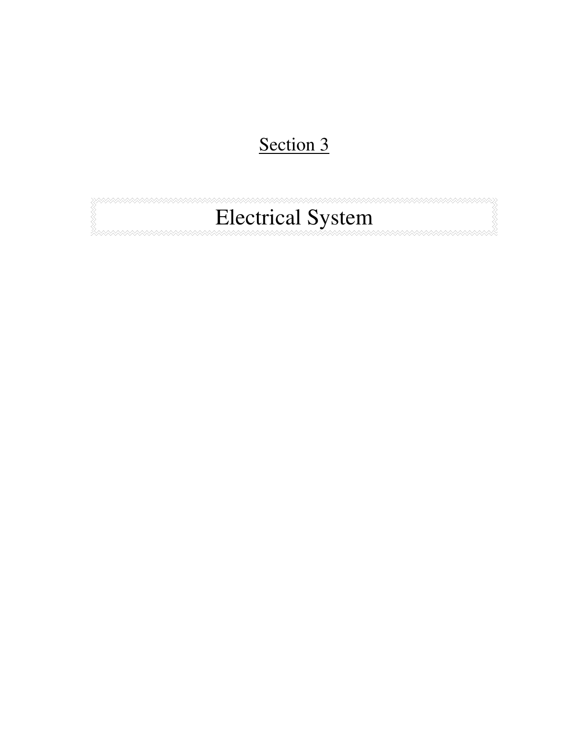Section 3

# Electrical System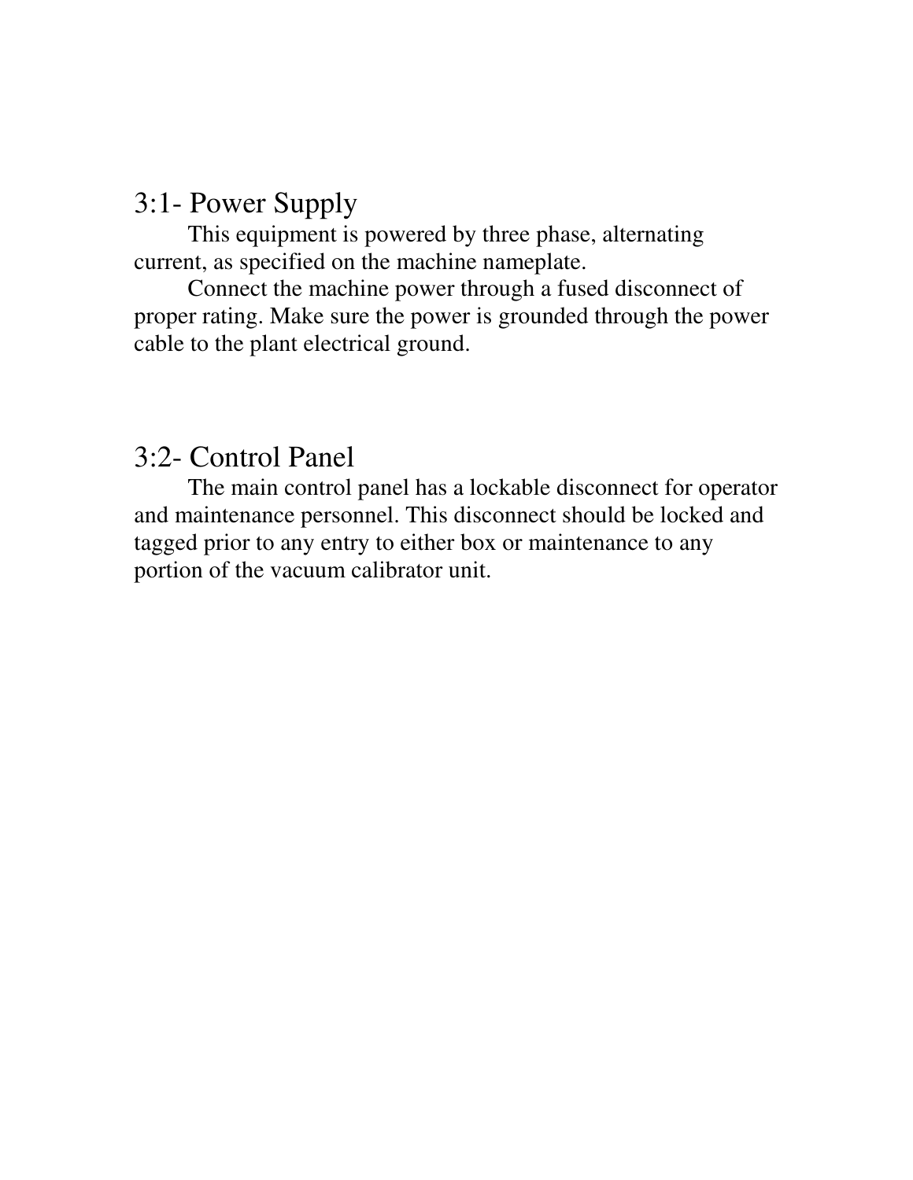## 3:1- Power Supply

This equipment is powered by three phase, alternating current, as specified on the machine nameplate.

Connect the machine power through a fused disconnect of proper rating. Make sure the power is grounded through the power cable to the plant electrical ground.

## 3:2- Control Panel

The main control panel has a lockable disconnect for operator and maintenance personnel. This disconnect should be locked and tagged prior to any entry to either box or maintenance to any portion of the vacuum calibrator unit.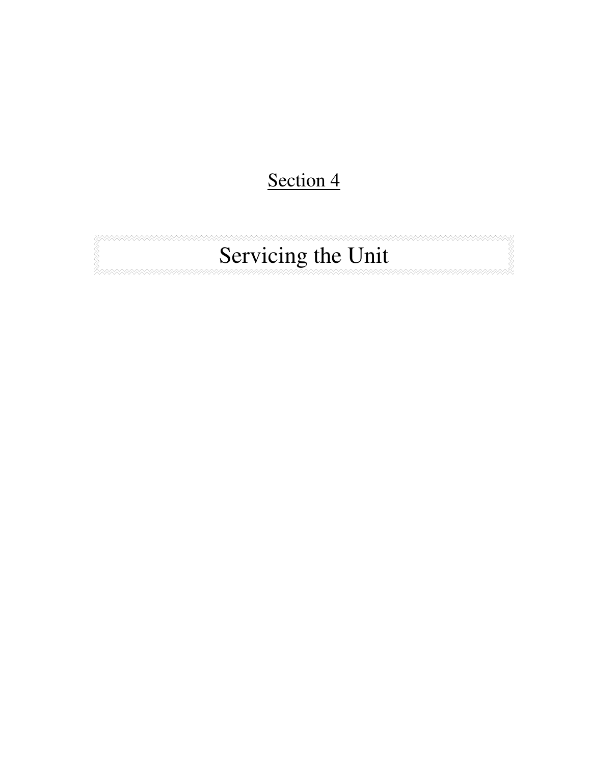Section 4

# Servicing the Unit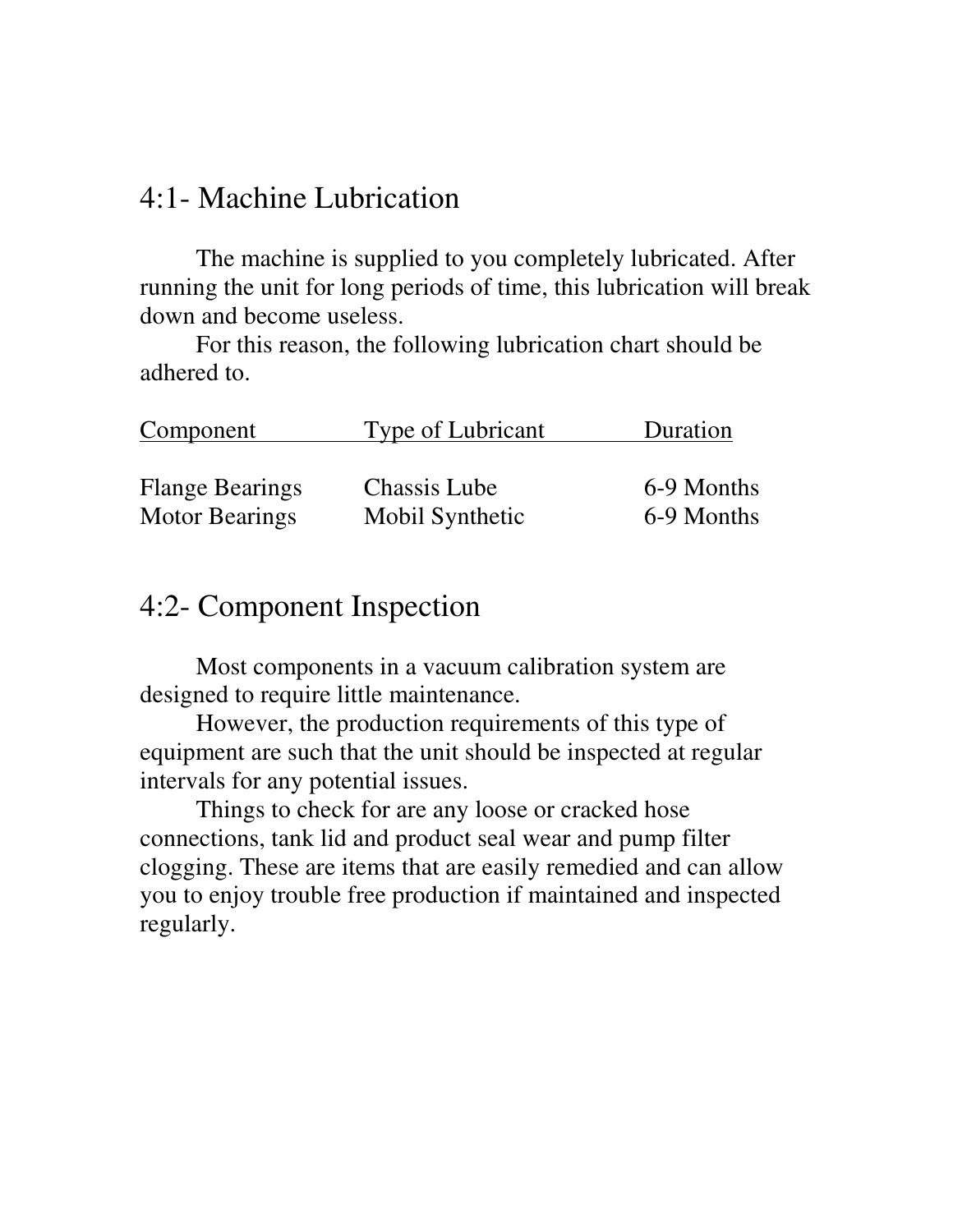## 4:1- Machine Lubrication

The machine is supplied to you completely lubricated. After running the unit for long periods of time, this lubrication will break down and become useless.

For this reason, the following lubrication chart should be adhered to.

| Component | Type of Lubricant | Duration |
|---|---|---|
| Flange Bearings | Chassis Lube | 6-9 Months |
| Motor Bearings | Mobil Synthetic | 6-9 Months |

## 4:2- Component Inspection

Most components in a vacuum calibration system are designed to require little maintenance.

However, the production requirements of this type of equipment are such that the unit should be inspected at regular intervals for any potential issues.

Things to check for are any loose or cracked hose connections, tank lid and product seal wear and pump filter clogging. These are items that are easily remedied and can allow you to enjoy trouble free production if maintained and inspected regularly.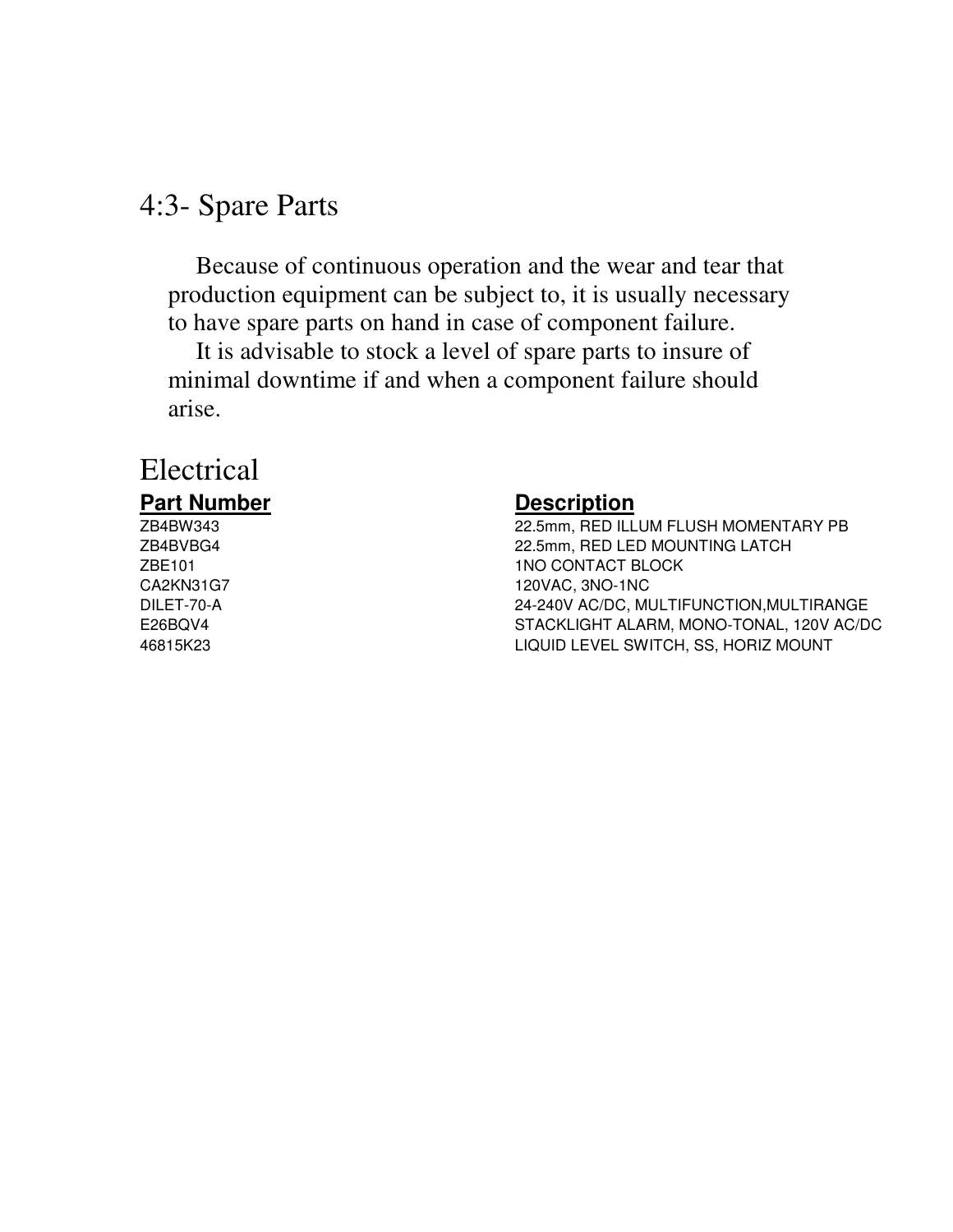## 4:3- Spare Parts

Because of continuous operation and the wear and tear that production equipment can be subject to, it is usually necessary to have spare parts on hand in case of component failure.

It is advisable to stock a level of spare parts to insure of minimal downtime if and when a component failure should arise.

## Electrical

| Part Number | Description |
| --- | --- |
| ZB4BW343 | 22.5mm, RED ILLUM FLUSH MOMENTARY PB |
| ZB4BVBG4 | 22.5mm, RED LED MOUNTING LATCH |
| ZBE101 | 1NO CONTACT BLOCK |
| CA2KN31G7 | 120VAC, 3NO-1NC |
| DILET-70-A | 24-240V AC/DC, MULTIFUNCTION,MULTIRANGE |
| E26BQV4 | STACKLIGHT ALARM, MONO-TONAL, 120V AC/DC |
| 46815K23 | LIQUID LEVEL SWITCH, SS, HORIZ MOUNT |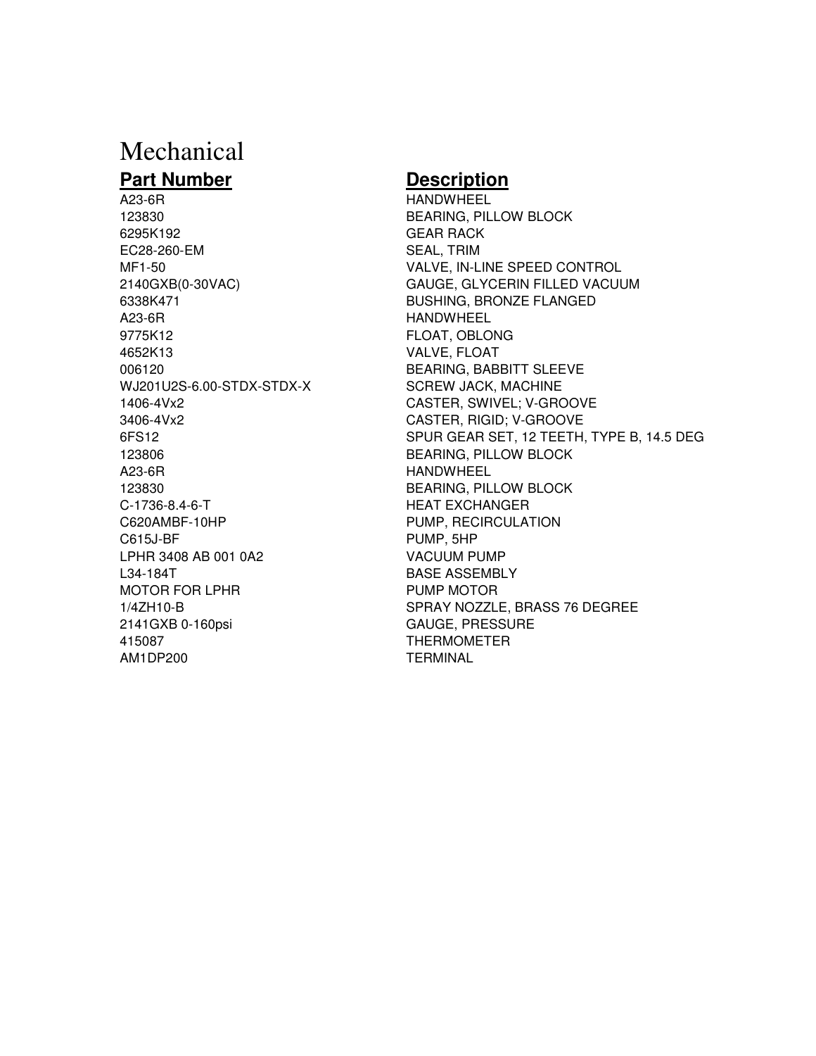# Mechanical

| **Part Number** | **Description** |
|---|---|
| A23-6R | HANDWHEEL |
| 123830 | BEARING, PILLOW BLOCK |
| 6295K192 | GEAR RACK |
| EC28-260-EM | SEAL, TRIM |
| MF1-50 | VALVE, IN-LINE SPEED CONTROL |
| 2140GXB(0-30VAC) | GAUGE, GLYCERIN FILLED VACUUM |
| 6338K471 | BUSHING, BRONZE FLANGED |
| A23-6R | HANDWHEEL |
| 9775K12 | FLOAT, OBLONG |
| 4652K13 | VALVE, FLOAT |
| 006120 | BEARING, BABBITT SLEEVE |
| WJ201U2S-6.00-STDX-STDX-X | SCREW JACK, MACHINE |
| 1406-4Vx2 | CASTER, SWIVEL; V-GROOVE |
| 3406-4Vx2 | CASTER, RIGID; V-GROOVE |
| 6FS12 | SPUR GEAR SET, 12 TEETH, TYPE B, 14.5 DEG |
| 123806 | BEARING, PILLOW BLOCK |
| A23-6R | HANDWHEEL |
| 123830 | BEARING, PILLOW BLOCK |
| C-1736-8.4-6-T | HEAT EXCHANGER |
| C620AMBF-10HP | PUMP, RECIRCULATION |
| C615J-BF | PUMP, 5HP |
| LPHR 3408 AB 001 0A2 | VACUUM PUMP |
| L34-184T | BASE ASSEMBLY |
| MOTOR FOR LPHR | PUMP MOTOR |
| 1/4ZH10-B | SPRAY NOZZLE, BRASS 76 DEGREE |
| 2141GXB 0-160psi | GAUGE, PRESSURE |
| 415087 | THERMOMETER |
| AM1DP200 | TERMINAL |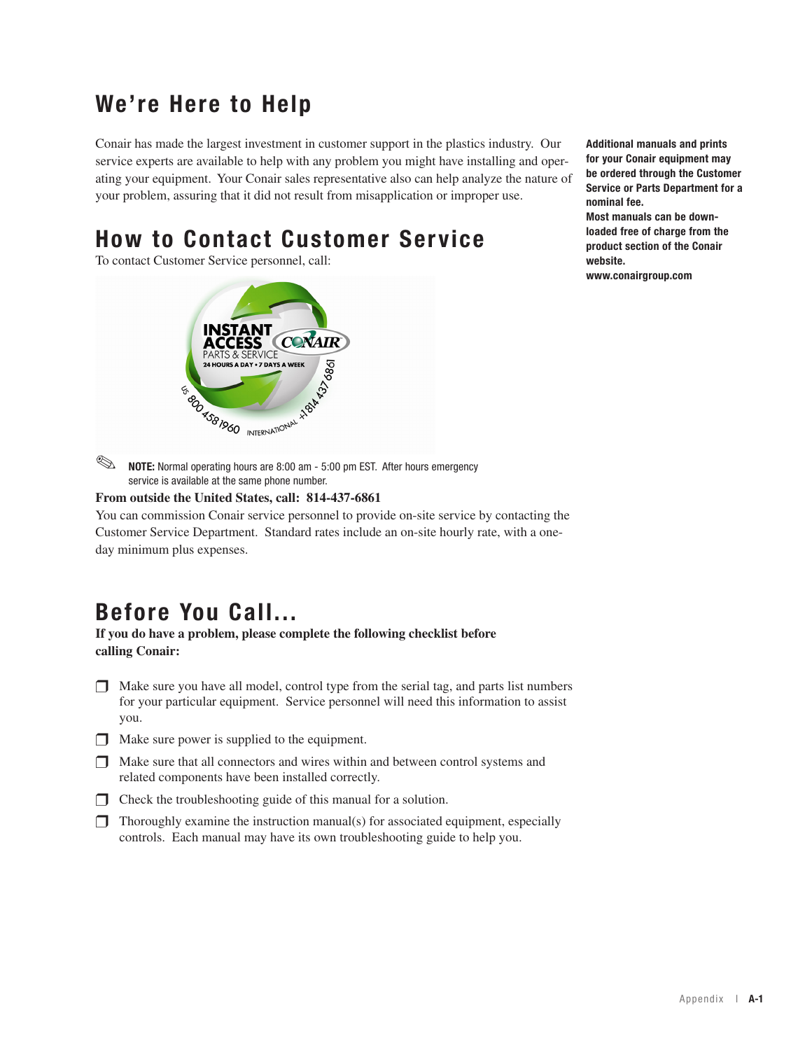# We're Here to Help

Conair has made the largest investment in customer support in the plastics industry. Our service experts are available to help with any problem you might have installing and operating your equipment. Your Conair sales representative also can help analyze the nature of your problem, assuring that it did not result from misapplication or improper use.

**Additional manuals and prints for your Conair equipment may be ordered through the Customer Service or Parts Department for a nominal fee.**
**Most manuals can be downloaded free of charge from the product section of the Conair website.**
**www.conairgroup.com**

# How to Contact Customer Service

To contact Customer Service personnel, call:

INSTANT ACCESS PARTS & SERVICE
24 HOURS A DAY • 7 DAYS A WEEK
US 800 458 1960
INTERNATIONAL +1 814 437 6861

**NOTE:** Normal operating hours are 8:00 am - 5:00 pm EST. After hours emergency service is available at the same phone number.

**From outside the United States, call: 814-437-6861**

You can commission Conair service personnel to provide on-site service by contacting the Customer Service Department. Standard rates include an on-site hourly rate, with a one-day minimum plus expenses.

# Before You Call...

**If you do have a problem, please complete the following checklist before calling Conair:**

- ❒ Make sure you have all model, control type from the serial tag, and parts list numbers for your particular equipment. Service personnel will need this information to assist you.
- ❒ Make sure power is supplied to the equipment.
- ❒ Make sure that all connectors and wires within and between control systems and related components have been installed correctly.
- ❒ Check the troubleshooting guide of this manual for a solution.
- ❒ Thoroughly examine the instruction manual(s) for associated equipment, especially controls. Each manual may have its own troubleshooting guide to help you.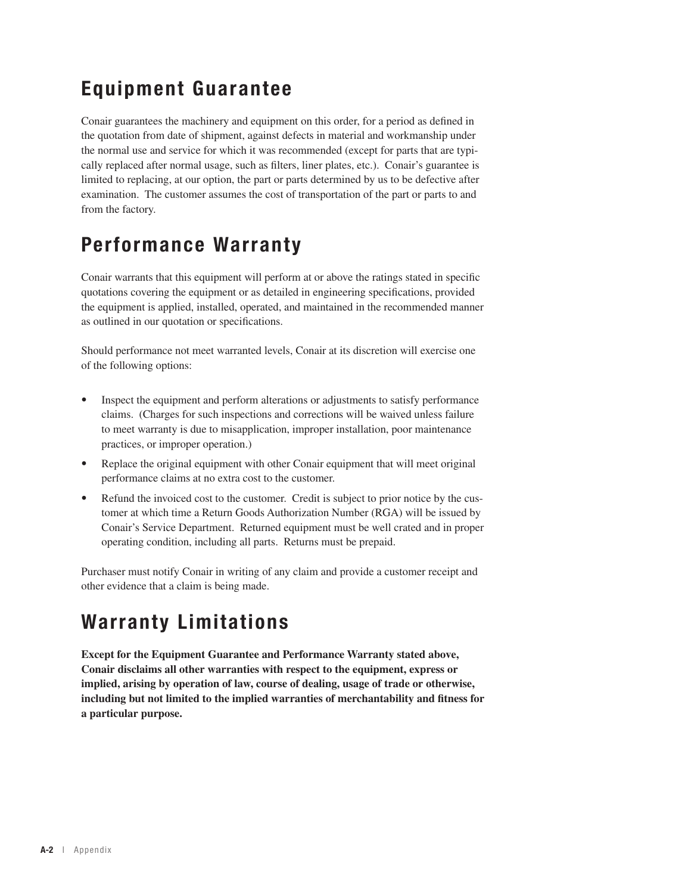## Equipment Guarantee

Conair guarantees the machinery and equipment on this order, for a period as defined in the quotation from date of shipment, against defects in material and workmanship under the normal use and service for which it was recommended (except for parts that are typically replaced after normal usage, such as filters, liner plates, etc.). Conair's guarantee is limited to replacing, at our option, the part or parts determined by us to be defective after examination. The customer assumes the cost of transportation of the part or parts to and from the factory.

## Performance Warranty

Conair warrants that this equipment will perform at or above the ratings stated in specific quotations covering the equipment or as detailed in engineering specifications, provided the equipment is applied, installed, operated, and maintained in the recommended manner as outlined in our quotation or specifications.

Should performance not meet warranted levels, Conair at its discretion will exercise one of the following options:

- Inspect the equipment and perform alterations or adjustments to satisfy performance claims. (Charges for such inspections and corrections will be waived unless failure to meet warranty is due to misapplication, improper installation, poor maintenance practices, or improper operation.)
- Replace the original equipment with other Conair equipment that will meet original performance claims at no extra cost to the customer.
- Refund the invoiced cost to the customer. Credit is subject to prior notice by the customer at which time a Return Goods Authorization Number (RGA) will be issued by Conair's Service Department. Returned equipment must be well crated and in proper operating condition, including all parts. Returns must be prepaid.

Purchaser must notify Conair in writing of any claim and provide a customer receipt and other evidence that a claim is being made.

## Warranty Limitations

**Except for the Equipment Guarantee and Performance Warranty stated above, Conair disclaims all other warranties with respect to the equipment, express or implied, arising by operation of law, course of dealing, usage of trade or otherwise, including but not limited to the implied warranties of merchantability and fitness for a particular purpose.**